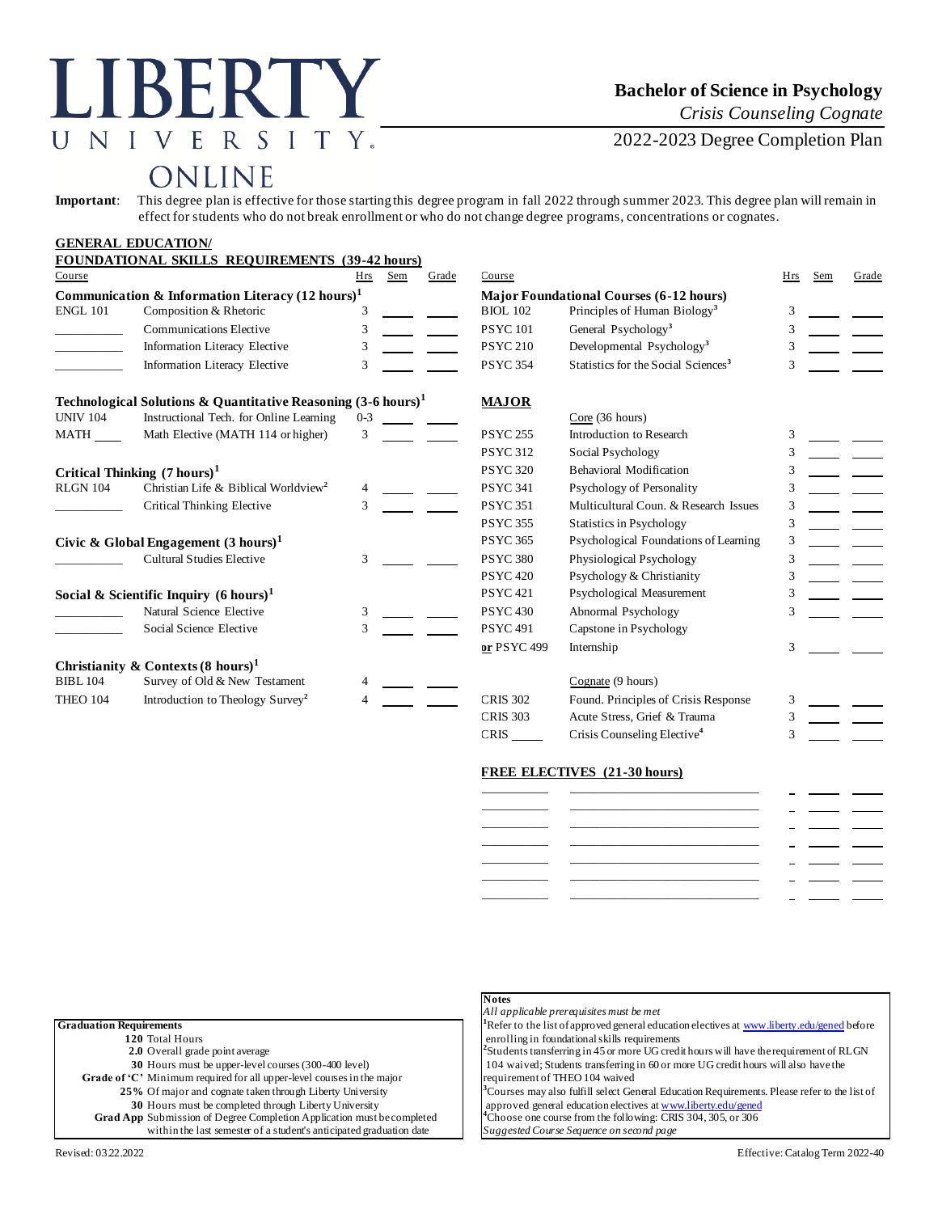LIBERTY UNIVERSITY. ONLINE

# Bachelor of Science in Psychology

*Crisis Counseling Cognate*

2022-2023 Degree Completion Plan

**Important**: This degree plan is effective for those starting this degree program in fall 2022 through summer 2023. This degree plan will remain in effect for students who do not break enrollment or who do not change degree programs, concentrations or cognates.

## GENERAL EDUCATION/ FOUNDATIONAL SKILLS REQUIREMENTS (39-42 hours)

| Course | | Hrs | Sem | Grade |
|---|---|---|---|---|
| **Communication & Information Literacy (12 hours)[1]** | | | | |
| ENGL 101 | Composition & Rhetoric | 3 | | |
| | Communications Elective | 3 | | |
| | Information Literacy Elective | 3 | | |
| | Information Literacy Elective | 3 | | |
| **Technological Solutions & Quantitative Reasoning (3-6 hours)[1]** | | | | |
| UNIV 104 | Instructional Tech. for Online Learning | 0-3 | | |
| MATH ____ | Math Elective (MATH 114 or higher) | 3 | | |
| **Critical Thinking (7 hours)[1]** | | | | |
| RLGN 104 | Christian Life & Biblical Worldview[2] | 4 | | |
| | Critical Thinking Elective | 3 | | |
| **Civic & Global Engagement (3 hours)[1]** | | | | |
| | Cultural Studies Elective | 3 | | |
| **Social & Scientific Inquiry (6 hours)[1]** | | | | |
| | Natural Science Elective | 3 | | |
| | Social Science Elective | 3 | | |
| **Christianity & Contexts (8 hours)[1]** | | | | |
| BIBL 104 | Survey of Old & New Testament | 4 | | |
| THEO 104 | Introduction to Theology Survey[2] | 4 | | |

| Course | | Hrs | Sem | Grade |
|---|---|---|---|---|
| **Major Foundational Courses (6-12 hours)** | | | | |
| BIOL 102 | Principles of Human Biology[3] | 3 | | |
| PSYC 101 | General Psychology[3] | 3 | | |
| PSYC 210 | Developmental Psychology[3] | 3 | | |
| PSYC 354 | Statistics for the Social Sciences[3] | 3 | | |

## MAJOR

| Course | | Hrs | Sem | Grade |
|---|---|---|---|---|
| | Core (36 hours) | | | |
| PSYC 255 | Introduction to Research | 3 | | |
| PSYC 312 | Social Psychology | 3 | | |
| PSYC 320 | Behavioral Modification | 3 | | |
| PSYC 341 | Psychology of Personality | 3 | | |
| PSYC 351 | Multicultural Coun. & Research Issues | 3 | | |
| PSYC 355 | Statistics in Psychology | 3 | | |
| PSYC 365 | Psychological Foundations of Learning | 3 | | |
| PSYC 380 | Physiological Psychology | 3 | | |
| PSYC 420 | Psychology & Christianity | 3 | | |
| PSYC 421 | Psychological Measurement | 3 | | |
| PSYC 430 | Abnormal Psychology | 3 | | |
| PSYC 491 | Capstone in Psychology | | | |
| or PSYC 499 | Internship | 3 | | |
| | Cognate (9 hours) | | | |
| CRIS 302 | Found. Principles of Crisis Response | 3 | | |
| CRIS 303 | Acute Stress, Grief & Trauma | 3 | | |
| CRIS ____ | Crisis Counseling Elective[4] | 3 | | |

## FREE ELECTIVES (21-30 hours)

| Course | | Hrs | Sem | Grade |
|---|---|---|---|---|
| | | | | |
| | | | | |
| | | | | |
| | | | | |
| | | | | |
| | | | | |
| | | | | |

**Graduation Requirements**

- **120** Total Hours
- **2.0** Overall grade point average
- **30** Hours must be upper-level courses (300-400 level)
- **Grade of 'C'** Minimum required for all upper-level courses in the major
- **25%** Of major and cognate taken through Liberty University
- **30** Hours must be completed through Liberty University
- **Grad App** Submission of Degree Completion Application must be completed within the last semester of a student's anticipated graduation date

**Notes**

*All applicable prerequisites must be met*

[1]Refer to the list of approved general education electives at www.liberty.edu/gened before enrolling in foundational skills requirements

[2]Students transferring in 45 or more UG credit hours will have the requirement of RLGN 104 waived; Students transferring in 60 or more UG credit hours will also have the requirement of THEO 104 waived

[3]Courses may also fulfill select General Education Requirements. Please refer to the list of approved general education electives at www.liberty.edu/gened

[4]Choose one course from the following: CRIS 304, 305, or 306

*Suggested Course Sequence on second page*

Revised: 03.22.2022

Effective: Catalog Term 2022-40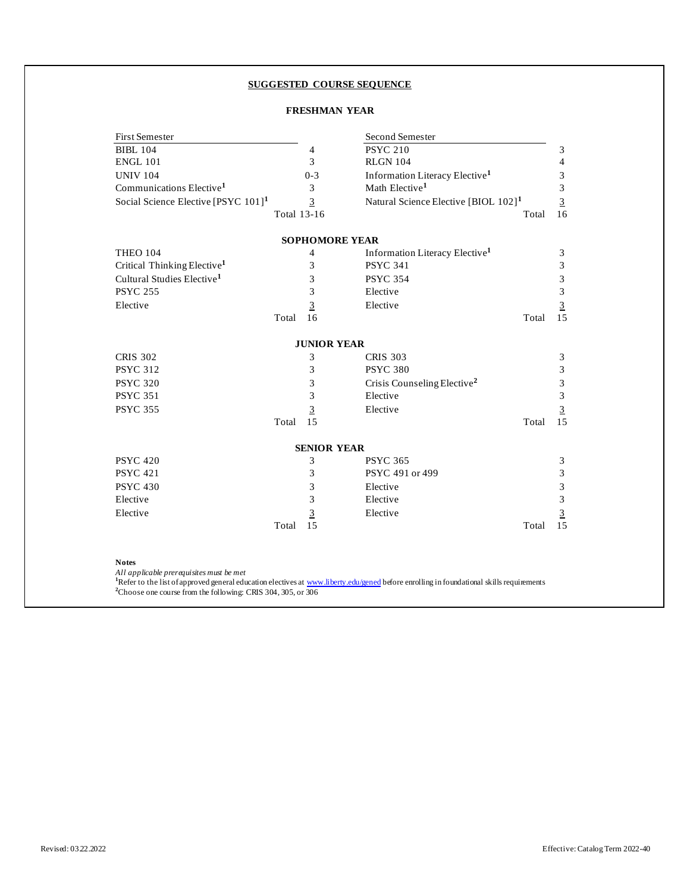## SUGGESTED COURSE SEQUENCE

### FRESHMAN YEAR

| First Semester | | Second Semester | |
|---|---|---|---|
| BIBL 104 | 4 | PSYC 210 | 3 |
| ENGL 101 | 3 | RLGN 104 | 4 |
| UNIV 104 | 0-3 | Information Literacy Elective[1] | 3 |
| Communications Elective[1] | 3 | Math Elective[1] | 3 |
| Social Science Elective [PSYC 101][1] | 3 | Natural Science Elective [BIOL 102][1] | 3 |
| | Total 13-16 | Total | 16 |

### SOPHOMORE YEAR

| | | | |
|---|---|---|---|
| THEO 104 | 4 | Information Literacy Elective[1] | 3 |
| Critical Thinking Elective[1] | 3 | PSYC 341 | 3 |
| Cultural Studies Elective[1] | 3 | PSYC 354 | 3 |
| PSYC 255 | 3 | Elective | 3 |
| Elective | 3 | Elective | 3 |
| Total | 16 | Total | 15 |

### JUNIOR YEAR

| | | | |
|---|---|---|---|
| CRIS 302 | 3 | CRIS 303 | 3 |
| PSYC 312 | 3 | PSYC 380 | 3 |
| PSYC 320 | 3 | Crisis Counseling Elective[2] | 3 |
| PSYC 351 | 3 | Elective | 3 |
| PSYC 355 | 3 | Elective | 3 |
| Total | 15 | Total | 15 |

### SENIOR YEAR

| | | | |
|---|---|---|---|
| PSYC 420 | 3 | PSYC 365 | 3 |
| PSYC 421 | 3 | PSYC 491 or 499 | 3 |
| PSYC 430 | 3 | Elective | 3 |
| Elective | 3 | Elective | 3 |
| Elective | 3 | Elective | 3 |
| Total | 15 | Total | 15 |

**Notes**

*All applicable prerequisites must be met*

[1]Refer to the list of approved general education electives at www.liberty.edu/gened before enrolling in foundational skills requirements

[2]Choose one course from the following: CRIS 304, 305, or 306

Revised: 03.22.2022

Effective: Catalog Term 2022-40